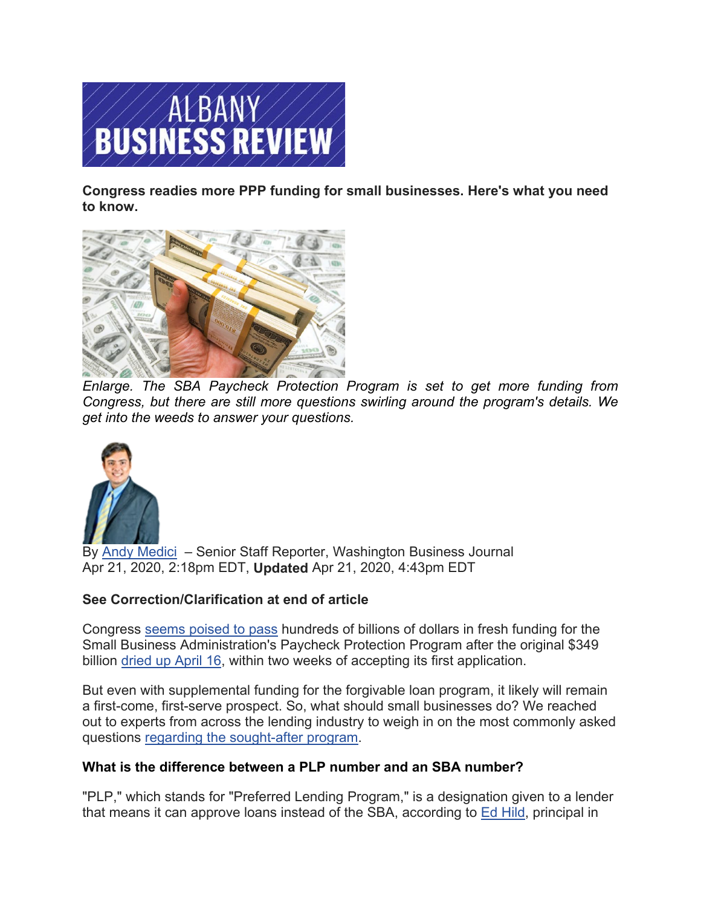**Congress readies more PPP funding for small businesses. Here's what you need to know.**

*Enlarge. The SBA Paycheck Protection Program is set to get more funding from Congress, but there are still more questions swirling around the program's details. We get into the weeds to answer your questions.*

By Andy Medici – Senior Staff Reporter, Washington Business Journal
Apr 21, 2020, 2:18pm EDT, **Updated** Apr 21, 2020, 4:43pm EDT

**See Correction/Clarification at end of article**

Congress seems poised to pass hundreds of billions of dollars in fresh funding for the Small Business Administration's Paycheck Protection Program after the original $349 billion dried up April 16, within two weeks of accepting its first application.

But even with supplemental funding for the forgivable loan program, it likely will remain a first-come, first-serve prospect. So, what should small businesses do? We reached out to experts from across the lending industry to weigh in on the most commonly asked questions regarding the sought-after program.

**What is the difference between a PLP number and an SBA number?**

"PLP," which stands for "Preferred Lending Program," is a designation given to a lender that means it can approve loans instead of the SBA, according to Ed Hild, principal in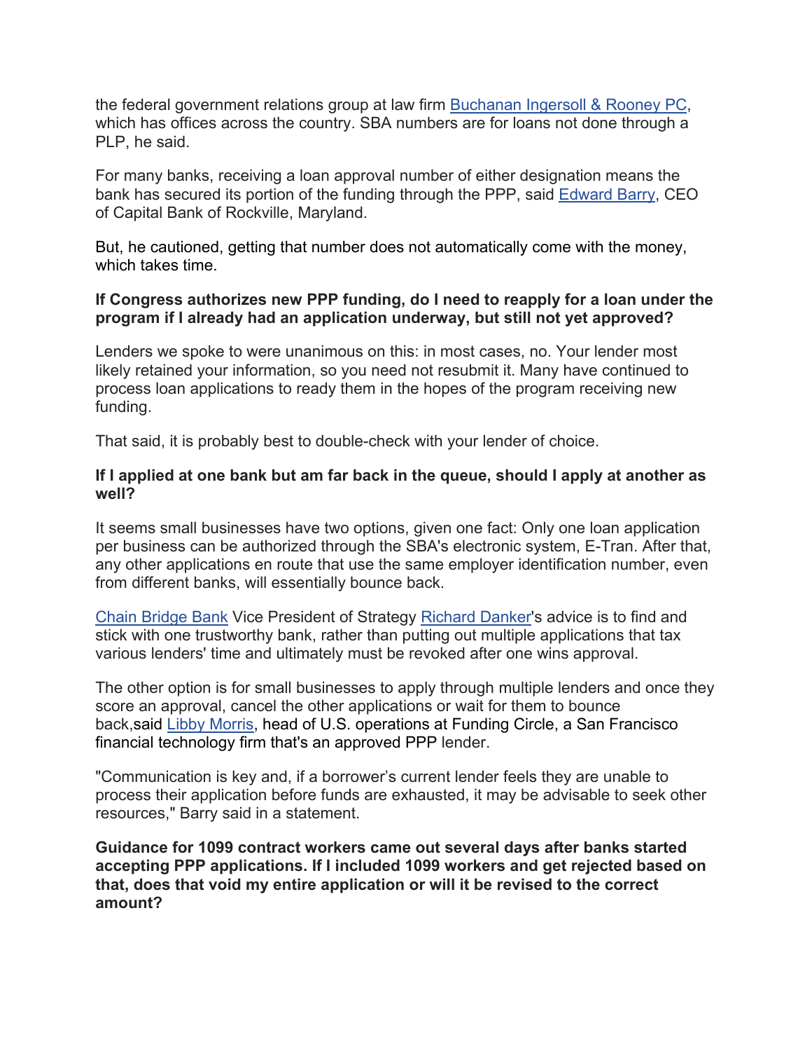the federal government relations group at law firm [Buchanan Ingersoll & Rooney PC](), which has offices across the country. SBA numbers are for loans not done through a PLP, he said.

For many banks, receiving a loan approval number of either designation means the bank has secured its portion of the funding through the PPP, said [Edward Barry](), CEO of Capital Bank of Rockville, Maryland.

But, he cautioned, getting that number does not automatically come with the money, which takes time.

**If Congress authorizes new PPP funding, do I need to reapply for a loan under the program if I already had an application underway, but still not yet approved?**

Lenders we spoke to were unanimous on this: in most cases, no. Your lender most likely retained your information, so you need not resubmit it. Many have continued to process loan applications to ready them in the hopes of the program receiving new funding.

That said, it is probably best to double-check with your lender of choice.

**If I applied at one bank but am far back in the queue, should I apply at another as well?**

It seems small businesses have two options, given one fact: Only one loan application per business can be authorized through the SBA's electronic system, E-Tran. After that, any other applications en route that use the same employer identification number, even from different banks, will essentially bounce back.

[Chain Bridge Bank]() Vice President of Strategy [Richard Danker]()'s advice is to find and stick with one trustworthy bank, rather than putting out multiple applications that tax various lenders' time and ultimately must be revoked after one wins approval.

The other option is for small businesses to apply through multiple lenders and once they score an approval, cancel the other applications or wait for them to bounce back,said [Libby Morris](), head of U.S. operations at Funding Circle, a San Francisco financial technology firm that's an approved PPP lender.

"Communication is key and, if a borrower's current lender feels they are unable to process their application before funds are exhausted, it may be advisable to seek other resources," Barry said in a statement.

**Guidance for 1099 contract workers came out several days after banks started accepting PPP applications. If I included 1099 workers and get rejected based on that, does that void my entire application or will it be revised to the correct amount?**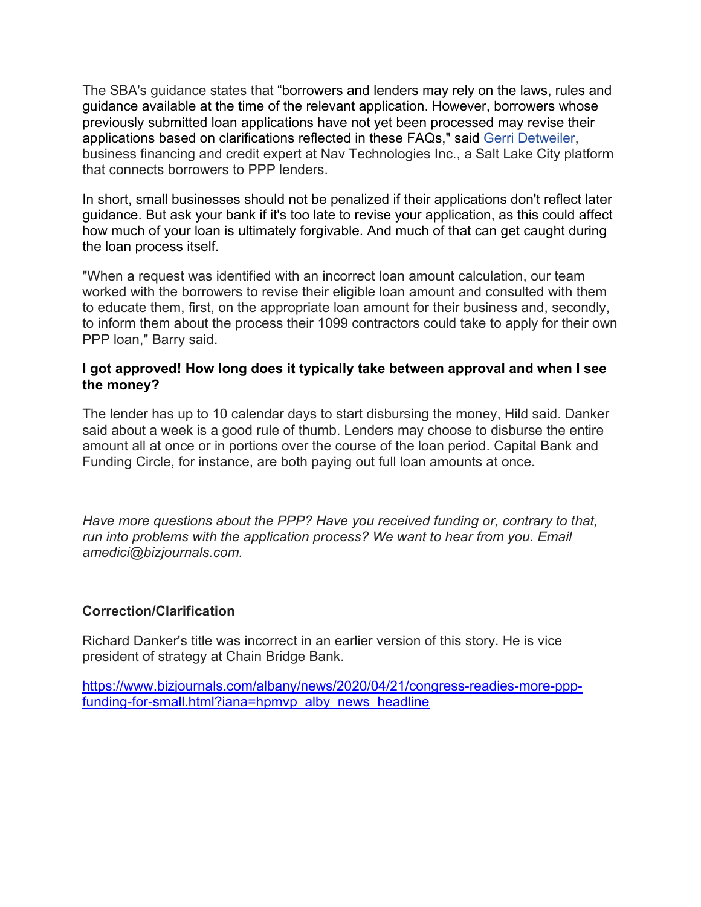The SBA's guidance states that "borrowers and lenders may rely on the laws, rules and guidance available at the time of the relevant application. However, borrowers whose previously submitted loan applications have not yet been processed may revise their applications based on clarifications reflected in these FAQs," said [Gerri Detweiler](), business financing and credit expert at Nav Technologies Inc., a Salt Lake City platform that connects borrowers to PPP lenders.

In short, small businesses should not be penalized if their applications don't reflect later guidance. But ask your bank if it's too late to revise your application, as this could affect how much of your loan is ultimately forgivable. And much of that can get caught during the loan process itself.

"When a request was identified with an incorrect loan amount calculation, our team worked with the borrowers to revise their eligible loan amount and consulted with them to educate them, first, on the appropriate loan amount for their business and, secondly, to inform them about the process their 1099 contractors could take to apply for their own PPP loan," Barry said.

**I got approved! How long does it typically take between approval and when I see the money?**

The lender has up to 10 calendar days to start disbursing the money, Hild said. Danker said about a week is a good rule of thumb. Lenders may choose to disburse the entire amount all at once or in portions over the course of the loan period. Capital Bank and Funding Circle, for instance, are both paying out full loan amounts at once.

---

*Have more questions about the PPP? Have you received funding or, contrary to that, run into problems with the application process? We want to hear from you. Email amedici@bizjournals.com.*

---

**Correction/Clarification**

Richard Danker's title was incorrect in an earlier version of this story. He is vice president of strategy at Chain Bridge Bank.

https://www.bizjournals.com/albany/news/2020/04/21/congress-readies-more-ppp-funding-for-small.html?iana=hpmvp_alby_news_headline